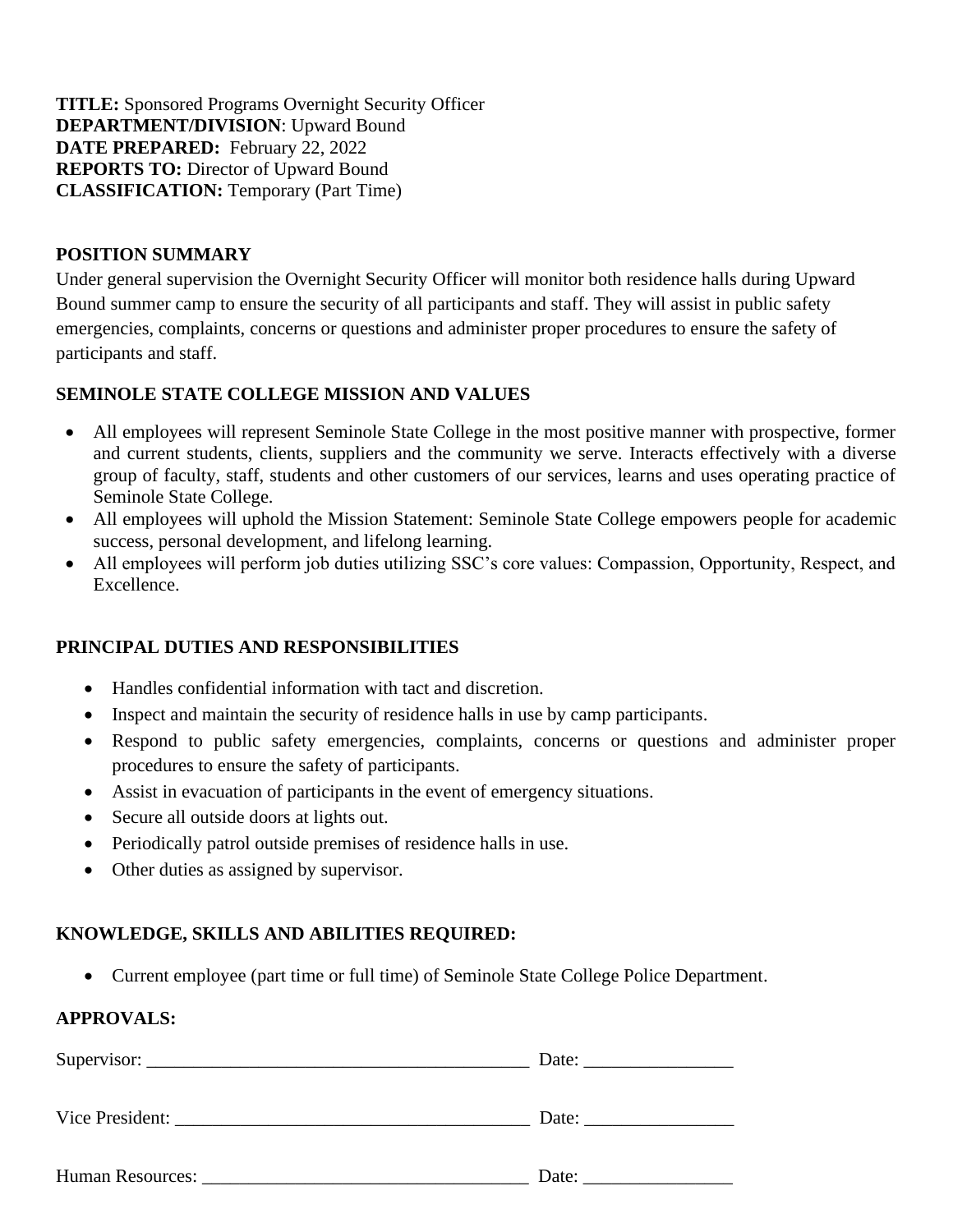**TITLE:** Sponsored Programs Overnight Security Officer
**DEPARTMENT/DIVISION**: Upward Bound
**DATE PREPARED:** February 22, 2022
**REPORTS TO:** Director of Upward Bound
**CLASSIFICATION:** Temporary (Part Time)

## POSITION SUMMARY

Under general supervision the Overnight Security Officer will monitor both residence halls during Upward Bound summer camp to ensure the security of all participants and staff. They will assist in public safety emergencies, complaints, concerns or questions and administer proper procedures to ensure the safety of participants and staff.

## SEMINOLE STATE COLLEGE MISSION AND VALUES

- All employees will represent Seminole State College in the most positive manner with prospective, former and current students, clients, suppliers and the community we serve. Interacts effectively with a diverse group of faculty, staff, students and other customers of our services, learns and uses operating practice of Seminole State College.
- All employees will uphold the Mission Statement: Seminole State College empowers people for academic success, personal development, and lifelong learning.
- All employees will perform job duties utilizing SSC's core values: Compassion, Opportunity, Respect, and Excellence.

## PRINCIPAL DUTIES AND RESPONSIBILITIES

- Handles confidential information with tact and discretion.
- Inspect and maintain the security of residence halls in use by camp participants.
- Respond to public safety emergencies, complaints, concerns or questions and administer proper procedures to ensure the safety of participants.
- Assist in evacuation of participants in the event of emergency situations.
- Secure all outside doors at lights out.
- Periodically patrol outside premises of residence halls in use.
- Other duties as assigned by supervisor.

## KNOWLEDGE, SKILLS AND ABILITIES REQUIRED:

- Current employee (part time or full time) of Seminole State College Police Department.

## APPROVALS:

Supervisor: ________________________________________ Date: ________________

Vice President: ______________________________________ Date: ________________

Human Resources: ___________________________________ Date: ________________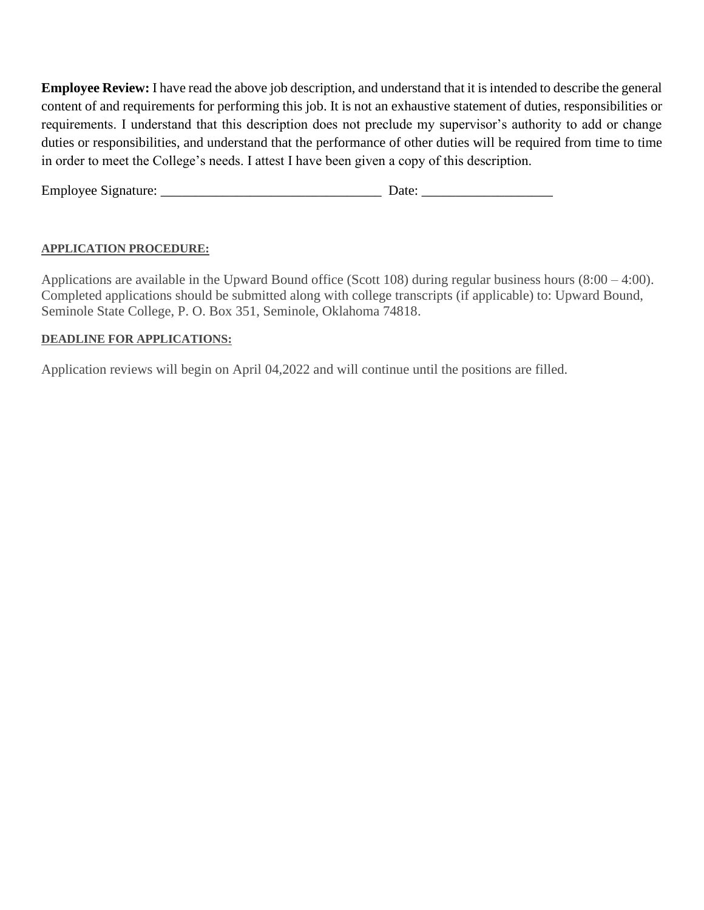**Employee Review:** I have read the above job description, and understand that it is intended to describe the general content of and requirements for performing this job. It is not an exhaustive statement of duties, responsibilities or requirements. I understand that this description does not preclude my supervisor's authority to add or change duties or responsibilities, and understand that the performance of other duties will be required from time to time in order to meet the College's needs. I attest I have been given a copy of this description.

Employee Signature: ________________________________ Date: ___________________

**APPLICATION PROCEDURE:**

Applications are available in the Upward Bound office (Scott 108) during regular business hours (8:00 – 4:00). Completed applications should be submitted along with college transcripts (if applicable) to: Upward Bound, Seminole State College, P. O. Box 351, Seminole, Oklahoma 74818.

**DEADLINE FOR APPLICATIONS:**

Application reviews will begin on April 04,2022 and will continue until the positions are filled.